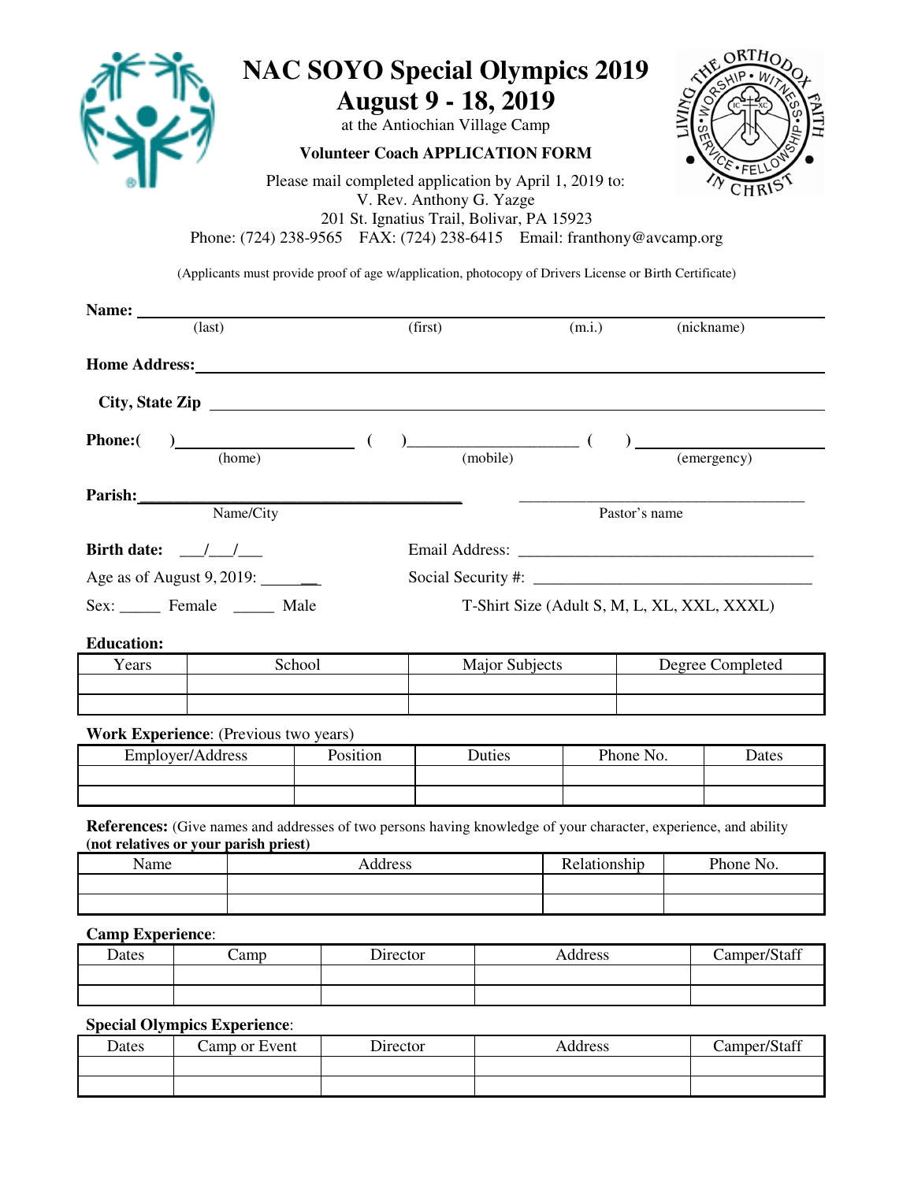# NAC SOYO Special Olympics 2019
## August 9 - 18, 2019

at the Antiochian Village Camp

**Volunteer Coach APPLICATION FORM**

Please mail completed application by April 1, 2019 to:
V. Rev. Anthony G. Yazge
201 St. Ignatius Trail, Bolivar, PA 15923
Phone: (724) 238-9565 FAX: (724) 238-6415 Email: franthony@avcamp.org

(Applicants must provide proof of age w/application, photocopy of Drivers License or Birth Certificate)

**Name:** ______________________________________________
(last) (first) (m.i.) (nickname)

**Home Address:** ______________________________________________

**City, State Zip** ______________________________________________

**Phone:**( ) ____________ ( ) ____________ ( ) ____________
(home) (mobile) (emergency)

**Parish:** ______________________ ______________________
Name/City Pastor's name

**Birth date:** ___/___/___ Email Address: ______________________

Age as of August 9, 2019: ______ Social Security #: ______________________

Sex: _____ Female _____ Male T-Shirt Size (Adult S, M, L, XL, XXL, XXXL)

**Education:**

| Years | School | Major Subjects | Degree Completed |
|---|---|---|---|
| | | | |
| | | | |

**Work Experience**: (Previous two years)

| Employer/Address | Position | Duties | Phone No. | Dates |
|---|---|---|---|---|
| | | | | |
| | | | | |

**References:** (Give names and addresses of two persons having knowledge of your character, experience, and ability **(not relatives or your parish priest)**

| Name | Address | Relationship | Phone No. |
|---|---|---|---|
| | | | |
| | | | |

**Camp Experience**:

| Dates | Camp | Director | Address | Camper/Staff |
|---|---|---|---|---|
| | | | | |
| | | | | |

**Special Olympics Experience**:

| Dates | Camp or Event | Director | Address | Camper/Staff |
|---|---|---|---|---|
| | | | | |
| | | | | |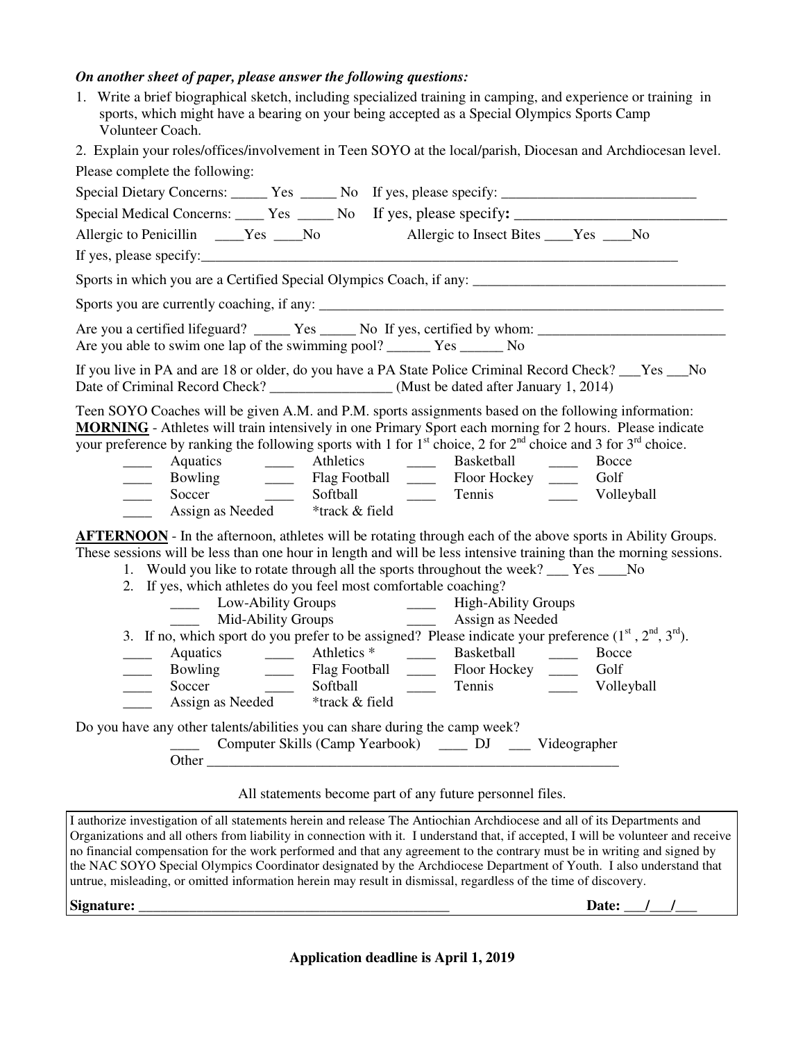***On another sheet of paper, please answer the following questions:***

1. Write a brief biographical sketch, including specialized training in camping, and experience or training in sports, which might have a bearing on your being accepted as a Special Olympics Sports Camp Volunteer Coach.
2. Explain your roles/offices/involvement in Teen SOYO at the local/parish, Diocesan and Archdiocesan level.

Please complete the following:

Special Dietary Concerns: _____ Yes _____ No If yes, please specify: ___________________________

Special Medical Concerns: ____ Yes _____ No If yes, please specify**:** ____________________________

Allergic to Penicillin ____Yes ____No Allergic to Insect Bites ____Yes ____No

If yes, please specify:_____________________________________________________________________

Sports in which you are a Certified Special Olympics Coach, if any: ___________________________________

Sports you are currently coaching, if any: ___________________________________________________________

Are you a certified lifeguard? _____ Yes _____ No If yes, certified by whom: __________________________
Are you able to swim one lap of the swimming pool? ______ Yes ______ No

If you live in PA and are 18 or older, do you have a PA State Police Criminal Record Check? ___Yes ___No
Date of Criminal Record Check? _________________ (Must be dated after January 1, 2014)

Teen SOYO Coaches will be given A.M. and P.M. sports assignments based on the following information:
**MORNING** - Athletes will train intensively in one Primary Sport each morning for 2 hours. Please indicate your preference by ranking the following sports with 1 for 1st choice, 2 for 2nd choice and 3 for 3rd choice.

____ Aquatics ____ Athletics ____ Basketball ____ Bocce
____ Bowling ____ Flag Football ____ Floor Hockey ____ Golf
____ Soccer ____ Softball ____ Tennis ____ Volleyball
____ Assign as Needed *track & field

**AFTERNOON** - In the afternoon, athletes will be rotating through each of the above sports in Ability Groups. These sessions will be less than one hour in length and will be less intensive training than the morning sessions.

1. Would you like to rotate through all the sports throughout the week? ___ Yes ____No
2. If yes, which athletes do you feel most comfortable coaching?
   ____ Low-Ability Groups ____ High-Ability Groups
   ____ Mid-Ability Groups ____ Assign as Needed
3. If no, which sport do you prefer to be assigned? Please indicate your preference (1st , 2nd, 3rd).

____ Aquatics ____ Athletics * ____ Basketball ____ Bocce
____ Bowling ____ Flag Football ____ Floor Hockey ____ Golf
____ Soccer ____ Softball ____ Tennis ____ Volleyball
____ Assign as Needed *track & field

Do you have any other talents/abilities you can share during the camp week?
____ Computer Skills (Camp Yearbook) ____ DJ ___ Videographer
Other ___________________________________________________________

All statements become part of any future personnel files.

I authorize investigation of all statements herein and release The Antiochian Archdiocese and all of its Departments and Organizations and all others from liability in connection with it. I understand that, if accepted, I will be volunteer and receive no financial compensation for the work performed and that any agreement to the contrary must be in writing and signed by the NAC SOYO Special Olympics Coordinator designated by the Archdiocese Department of Youth. I also understand that untrue, misleading, or omitted information herein may result in dismissal, regardless of the time of discovery.

**Signature:** ____________________________________________ **Date:** ___/___/___

**Application deadline is April 1, 2019**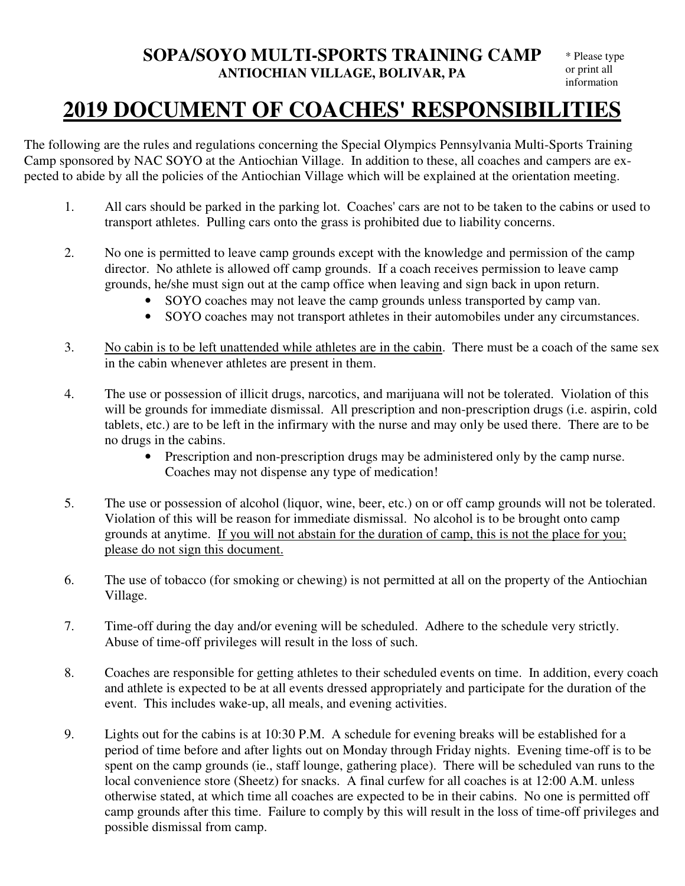**SOPA/SOYO MULTI-SPORTS TRAINING CAMP**
**ANTIOCHIAN VILLAGE, BOLIVAR, PA**

* Please type or print all information

# 2019 DOCUMENT OF COACHES' RESPONSIBILITIES

The following are the rules and regulations concerning the Special Olympics Pennsylvania Multi-Sports Training Camp sponsored by NAC SOYO at the Antiochian Village. In addition to these, all coaches and campers are expected to abide by all the policies of the Antiochian Village which will be explained at the orientation meeting.

1. All cars should be parked in the parking lot. Coaches' cars are not to be taken to the cabins or used to transport athletes. Pulling cars onto the grass is prohibited due to liability concerns.

2. No one is permitted to leave camp grounds except with the knowledge and permission of the camp director. No athlete is allowed off camp grounds. If a coach receives permission to leave camp grounds, he/she must sign out at the camp office when leaving and sign back in upon return.
   - SOYO coaches may not leave the camp grounds unless transported by camp van.
   - SOYO coaches may not transport athletes in their automobiles under any circumstances.

3. <u>No cabin is to be left unattended while athletes are in the cabin</u>. There must be a coach of the same sex in the cabin whenever athletes are present in them.

4. The use or possession of illicit drugs, narcotics, and marijuana will not be tolerated. Violation of this will be grounds for immediate dismissal. All prescription and non-prescription drugs (i.e. aspirin, cold tablets, etc.) are to be left in the infirmary with the nurse and may only be used there. There are to be no drugs in the cabins.
   - Prescription and non-prescription drugs may be administered only by the camp nurse. Coaches may not dispense any type of medication!

5. The use or possession of alcohol (liquor, wine, beer, etc.) on or off camp grounds will not be tolerated. Violation of this will be reason for immediate dismissal. No alcohol is to be brought onto camp grounds at anytime. <u>If you will not abstain for the duration of camp, this is not the place for you; please do not sign this document.</u>

6. The use of tobacco (for smoking or chewing) is not permitted at all on the property of the Antiochian Village.

7. Time-off during the day and/or evening will be scheduled. Adhere to the schedule very strictly. Abuse of time-off privileges will result in the loss of such.

8. Coaches are responsible for getting athletes to their scheduled events on time. In addition, every coach and athlete is expected to be at all events dressed appropriately and participate for the duration of the event. This includes wake-up, all meals, and evening activities.

9. Lights out for the cabins is at 10:30 P.M. A schedule for evening breaks will be established for a period of time before and after lights out on Monday through Friday nights. Evening time-off is to be spent on the camp grounds (ie., staff lounge, gathering place). There will be scheduled van runs to the local convenience store (Sheetz) for snacks. A final curfew for all coaches is at 12:00 A.M. unless otherwise stated, at which time all coaches are expected to be in their cabins. No one is permitted off camp grounds after this time. Failure to comply by this will result in the loss of time-off privileges and possible dismissal from camp.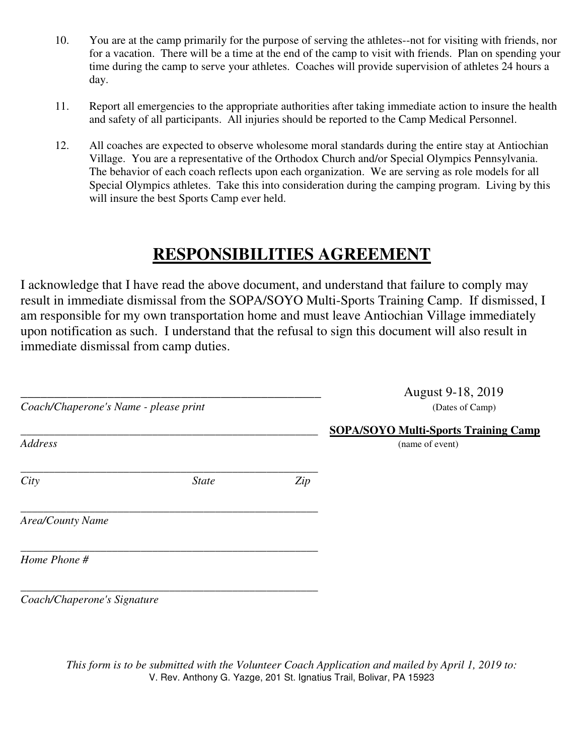10. You are at the camp primarily for the purpose of serving the athletes--not for visiting with friends, nor for a vacation. There will be a time at the end of the camp to visit with friends. Plan on spending your time during the camp to serve your athletes. Coaches will provide supervision of athletes 24 hours a day.

11. Report all emergencies to the appropriate authorities after taking immediate action to insure the health and safety of all participants. All injuries should be reported to the Camp Medical Personnel.

12. All coaches are expected to observe wholesome moral standards during the entire stay at Antiochian Village. You are a representative of the Orthodox Church and/or Special Olympics Pennsylvania. The behavior of each coach reflects upon each organization. We are serving as role models for all Special Olympics athletes. Take this into consideration during the camping program. Living by this will insure the best Sports Camp ever held.

# RESPONSIBILITIES AGREEMENT

I acknowledge that I have read the above document, and understand that failure to comply may result in immediate dismissal from the SOPA/SOYO Multi-Sports Training Camp. If dismissed, I am responsible for my own transportation home and must leave Antiochian Village immediately upon notification as such. I understand that the refusal to sign this document will also result in immediate dismissal from camp duties.

_______________________________________________
*Coach/Chaperone's Name - please print*

August 9-18, 2019
(Dates of Camp)

_______________________________________________
*Address*

**SOPA/SOYO Multi-Sports Training Camp**
(name of event)

_______________________________________________
*City* *State* *Zip*

_______________________________________________
*Area/County Name*

_______________________________________________
*Home Phone #*

_______________________________________________
*Coach/Chaperone's Signature*

*This form is to be submitted with the Volunteer Coach Application and mailed by April 1, 2019 to:*
V. Rev. Anthony G. Yazge, 201 St. Ignatius Trail, Bolivar, PA 15923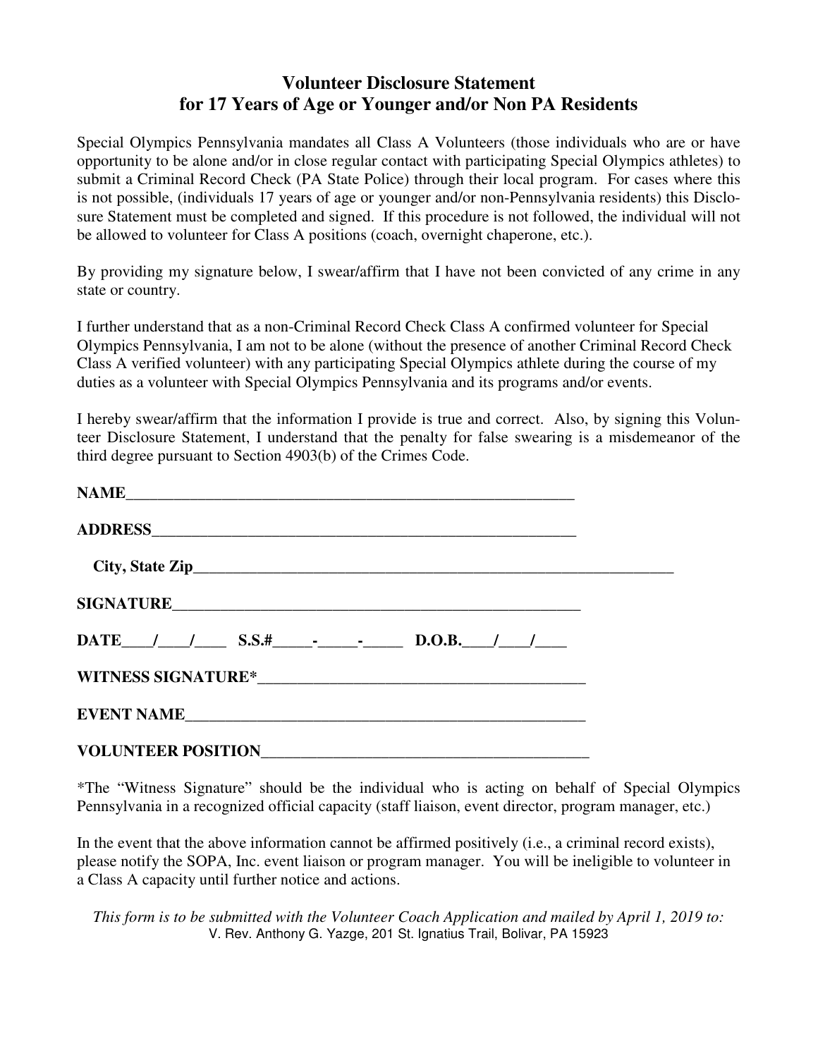# Volunteer Disclosure Statement
# for 17 Years of Age or Younger and/or Non PA Residents

Special Olympics Pennsylvania mandates all Class A Volunteers (those individuals who are or have opportunity to be alone and/or in close regular contact with participating Special Olympics athletes) to submit a Criminal Record Check (PA State Police) through their local program. For cases where this is not possible, (individuals 17 years of age or younger and/or non-Pennsylvania residents) this Disclosure Statement must be completed and signed. If this procedure is not followed, the individual will not be allowed to volunteer for Class A positions (coach, overnight chaperone, etc.).

By providing my signature below, I swear/affirm that I have not been convicted of any crime in any state or country.

I further understand that as a non-Criminal Record Check Class A confirmed volunteer for Special Olympics Pennsylvania, I am not to be alone (without the presence of another Criminal Record Check Class A verified volunteer) with any participating Special Olympics athlete during the course of my duties as a volunteer with Special Olympics Pennsylvania and its programs and/or events.

I hereby swear/affirm that the information I provide is true and correct. Also, by signing this Volunteer Disclosure Statement, I understand that the penalty for false swearing is a misdemeanor of the third degree pursuant to Section 4903(b) of the Crimes Code.

**NAME**___________________________________________________________

**ADDRESS**_______________________________________________________

**City, State Zip**_______________________________________________________________

**SIGNATURE**_____________________________________________________

**DATE**____/____/____ **S.S.#**_____-_____-_____ **D.O.B.**____/____/____

**WITNESS SIGNATURE***________________________________________

**EVENT NAME**___________________________________________________

**VOLUNTEER POSITION**_________________________________________

*The "Witness Signature" should be the individual who is acting on behalf of Special Olympics Pennsylvania in a recognized official capacity (staff liaison, event director, program manager, etc.)

In the event that the above information cannot be affirmed positively (i.e., a criminal record exists), please notify the SOPA, Inc. event liaison or program manager. You will be ineligible to volunteer in a Class A capacity until further notice and actions.

*This form is to be submitted with the Volunteer Coach Application and mailed by April 1, 2019 to:*
V. Rev. Anthony G. Yazge, 201 St. Ignatius Trail, Bolivar, PA 15923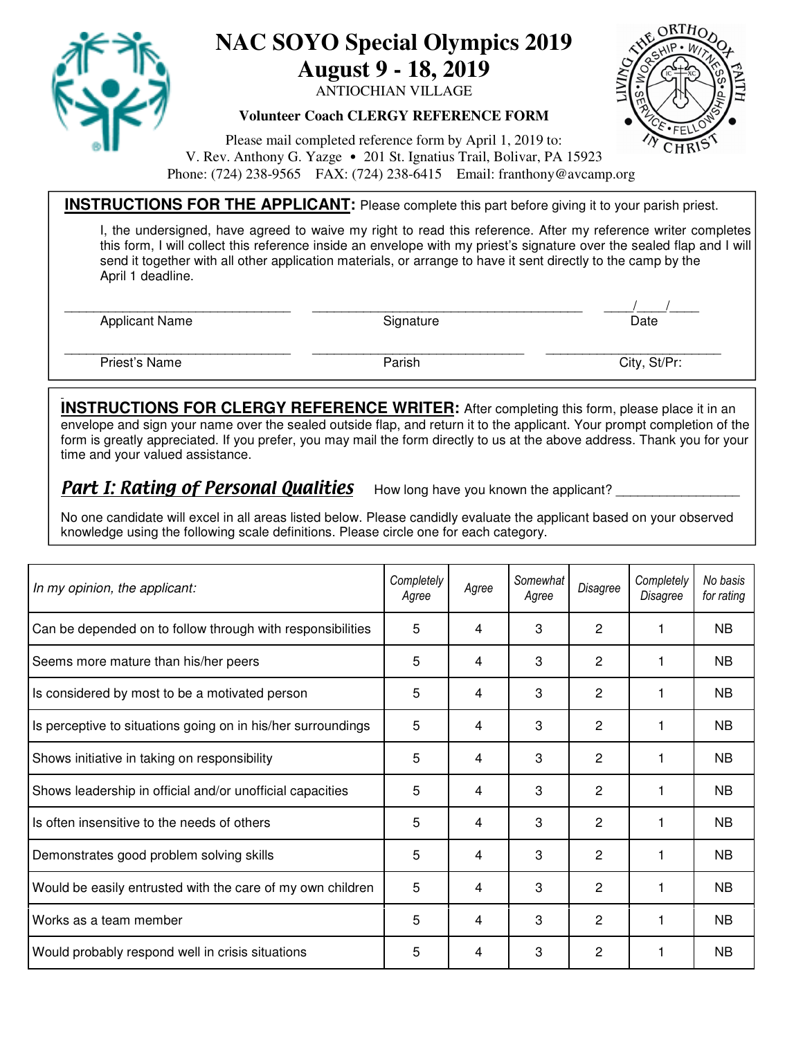# NAC SOYO Special Olympics 2019
## August 9 - 18, 2019

ANTIOCHIAN VILLAGE

**Volunteer Coach CLERGY REFERENCE FORM**

Please mail completed reference form by April 1, 2019 to:
V. Rev. Anthony G. Yazge • 201 St. Ignatius Trail, Bolivar, PA 15923
Phone: (724) 238-9565 FAX: (724) 238-6415 Email: franthony@avcamp.org

**INSTRUCTIONS FOR THE APPLICANT:** Please complete this part before giving it to your parish priest.

I, the undersigned, have agreed to waive my right to read this reference. After my reference writer completes this form, I will collect this reference inside an envelope with my priest's signature over the sealed flap and I will send it together with all other application materials, or arrange to have it sent directly to the camp by the April 1 deadline.

_______________________________ _____________________________________ ____/____/____
Applicant Name Signature Date

_______________________________ ____________________________ _______________________
Priest's Name Parish City, St/Pr:

**INSTRUCTIONS FOR CLERGY REFERENCE WRITER:** After completing this form, please place it in an envelope and sign your name over the sealed outside flap, and return it to the applicant. Your prompt completion of the form is greatly appreciated. If you prefer, you may mail the form directly to us at the above address. Thank you for your time and your valued assistance.

***Part I: Rating of Personal Qualities*** How long have you known the applicant? _________________

No one candidate will excel in all areas listed below. Please candidly evaluate the applicant based on your observed knowledge using the following scale definitions. Please circle one for each category.

| *In my opinion, the applicant:* | *Completely Agree* | *Agree* | *Somewhat Agree* | *Disagree* | *Completely Disagree* | *No basis for rating* |
|---|---|---|---|---|---|---|
| Can be depended on to follow through with responsibilities | 5 | 4 | 3 | 2 | 1 | NB |
| Seems more mature than his/her peers | 5 | 4 | 3 | 2 | 1 | NB |
| Is considered by most to be a motivated person | 5 | 4 | 3 | 2 | 1 | NB |
| Is perceptive to situations going on in his/her surroundings | 5 | 4 | 3 | 2 | 1 | NB |
| Shows initiative in taking on responsibility | 5 | 4 | 3 | 2 | 1 | NB |
| Shows leadership in official and/or unofficial capacities | 5 | 4 | 3 | 2 | 1 | NB |
| Is often insensitive to the needs of others | 5 | 4 | 3 | 2 | 1 | NB |
| Demonstrates good problem solving skills | 5 | 4 | 3 | 2 | 1 | NB |
| Would be easily entrusted with the care of my own children | 5 | 4 | 3 | 2 | 1 | NB |
| Works as a team member | 5 | 4 | 3 | 2 | 1 | NB |
| Would probably respond well in crisis situations | 5 | 4 | 3 | 2 | 1 | NB |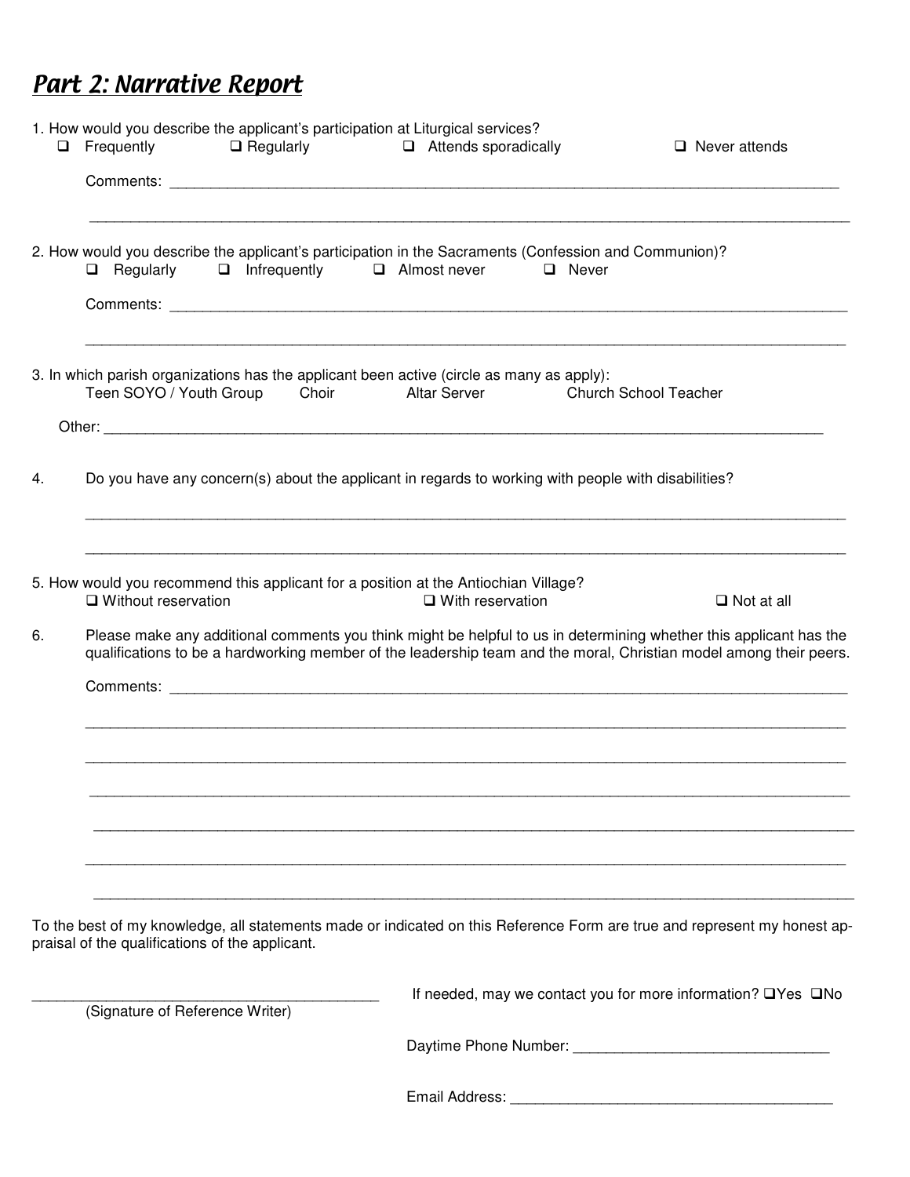## *Part 2: Narrative Report*

1. How would you describe the applicant's participation at Liturgical services?
   - ☐ Frequently ☐ Regularly ☐ Attends sporadically ☐ Never attends

   Comments: ___________________________________________________________________________

   ___________________________________________________________________________

2. How would you describe the applicant's participation in the Sacraments (Confession and Communion)?
   - ☐ Regularly ☐ Infrequently ☐ Almost never ☐ Never

   Comments: ___________________________________________________________________________

   ___________________________________________________________________________

3. In which parish organizations has the applicant been active (circle as many as apply):

   Teen SOYO / Youth Group   Choir   Altar Server   Church School Teacher

   Other: ___________________________________________________________________________

4. Do you have any concern(s) about the applicant in regards to working with people with disabilities?

   ___________________________________________________________________________

   ___________________________________________________________________________

5. How would you recommend this applicant for a position at the Antiochian Village?
   - ☐ Without reservation ☐ With reservation ☐ Not at all

6. Please make any additional comments you think might be helpful to us in determining whether this applicant has the qualifications to be a hardworking member of the leadership team and the moral, Christian model among their peers.

   Comments: ___________________________________________________________________________

   ___________________________________________________________________________

   ___________________________________________________________________________

   ___________________________________________________________________________

   ___________________________________________________________________________

   ___________________________________________________________________________

   ___________________________________________________________________________

To the best of my knowledge, all statements made or indicated on this Reference Form are true and represent my honest appraisal of the qualifications of the applicant.

_____________________________________________
(Signature of Reference Writer)

If needed, may we contact you for more information? ☐Yes ☐No

Daytime Phone Number: _______________________________

Email Address: _______________________________________